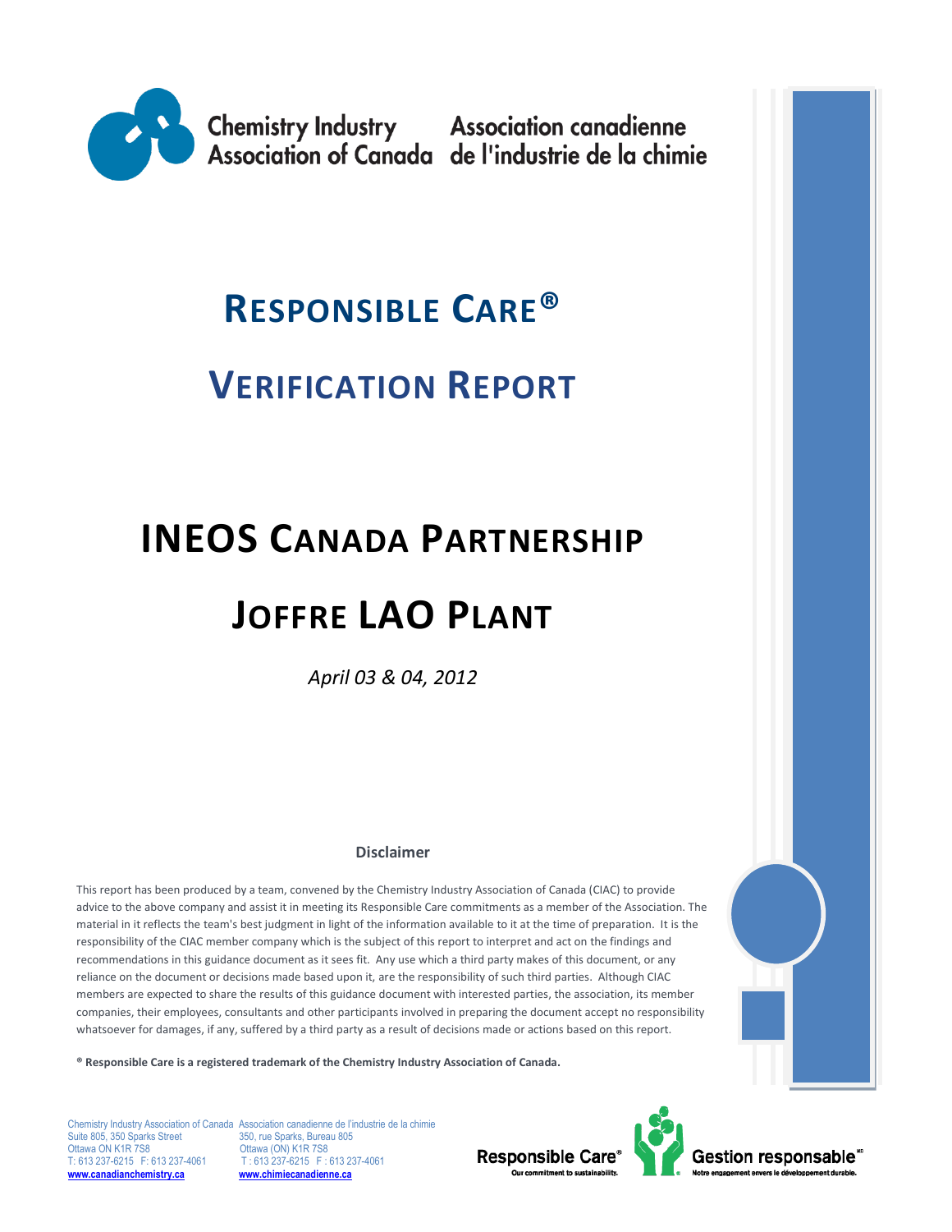Chemistry Industry Association of Canada | Association canadienne de l'industrie de la chimie

# RESPONSIBLE CARE®

# VERIFICATION REPORT

# INEOS CANADA PARTNERSHIP

# JOFFRE LAO PLANT

*April 03 & 04, 2012*

**Disclaimer**

This report has been produced by a team, convened by the Chemistry Industry Association of Canada (CIAC) to provide advice to the above company and assist it in meeting its Responsible Care commitments as a member of the Association. The material in it reflects the team's best judgment in light of the information available to it at the time of preparation. It is the responsibility of the CIAC member company which is the subject of this report to interpret and act on the findings and recommendations in this guidance document as it sees fit. Any use which a third party makes of this document, or any reliance on the document or decisions made based upon it, are the responsibility of such third parties. Although CIAC members are expected to share the results of this guidance document with interested parties, the association, its member companies, their employees, consultants and other participants involved in preparing the document accept no responsibility whatsoever for damages, if any, suffered by a third party as a result of decisions made or actions based on this report.

**® Responsible Care is a registered trademark of the Chemistry Industry Association of Canada.**

Chemistry Industry Association of Canada
Suite 805, 350 Sparks Street
Ottawa ON K1R 7S8
T: 613 237-6215 F: 613 237-4061
www.canadianchemistry.ca

Association canadienne de l'industrie de la chimie
350, rue Sparks, Bureau 805
Ottawa (ON) K1R 7S8
T : 613 237-6215 F : 613 237-4061
www.chimiecanadienne.ca

Responsible Care® Our commitment to sustainability. | Gestion responsable® Notre engagement envers le développement durable.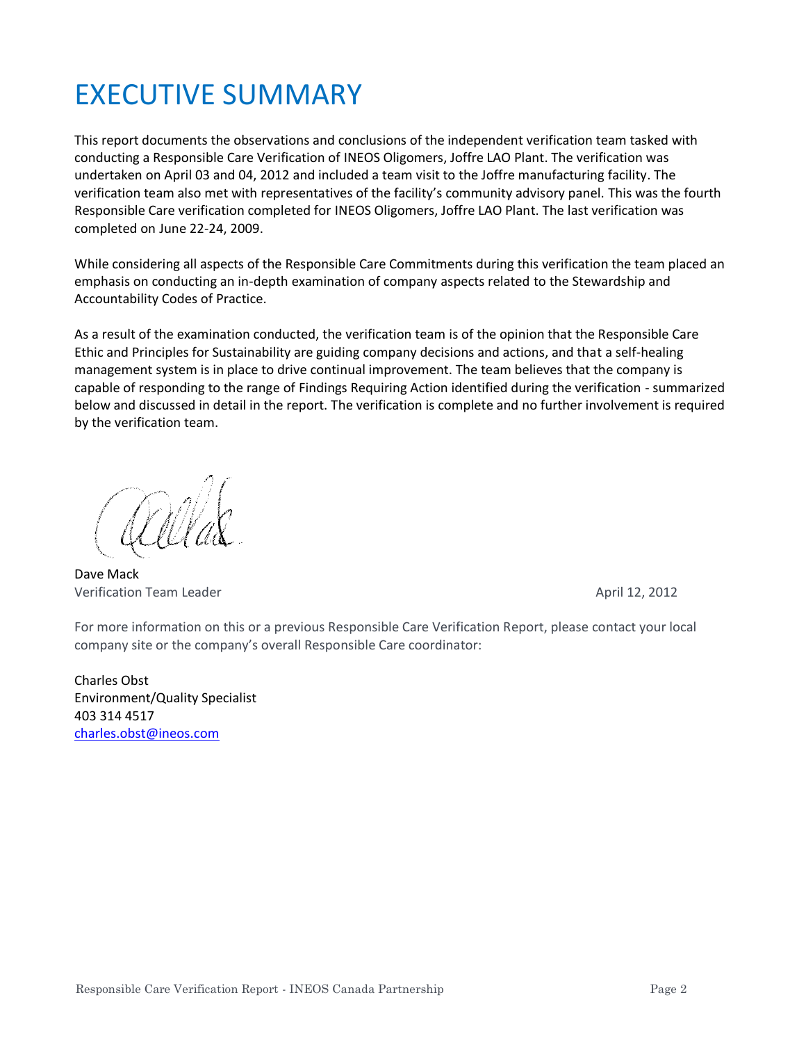# EXECUTIVE SUMMARY

This report documents the observations and conclusions of the independent verification team tasked with conducting a Responsible Care Verification of INEOS Oligomers, Joffre LAO Plant. The verification was undertaken on April 03 and 04, 2012 and included a team visit to the Joffre manufacturing facility. The verification team also met with representatives of the facility's community advisory panel. This was the fourth Responsible Care verification completed for INEOS Oligomers, Joffre LAO Plant. The last verification was completed on June 22-24, 2009.

While considering all aspects of the Responsible Care Commitments during this verification the team placed an emphasis on conducting an in-depth examination of company aspects related to the Stewardship and Accountability Codes of Practice.

As a result of the examination conducted, the verification team is of the opinion that the Responsible Care Ethic and Principles for Sustainability are guiding company decisions and actions, and that a self-healing management system is in place to drive continual improvement. The team believes that the company is capable of responding to the range of Findings Requiring Action identified during the verification - summarized below and discussed in detail in the report. The verification is complete and no further involvement is required by the verification team.

Dave Mack
Verification Team Leader

April 12, 2012

For more information on this or a previous Responsible Care Verification Report, please contact your local company site or the company's overall Responsible Care coordinator:

Charles Obst
Environment/Quality Specialist
403 314 4517
charles.obst@ineos.com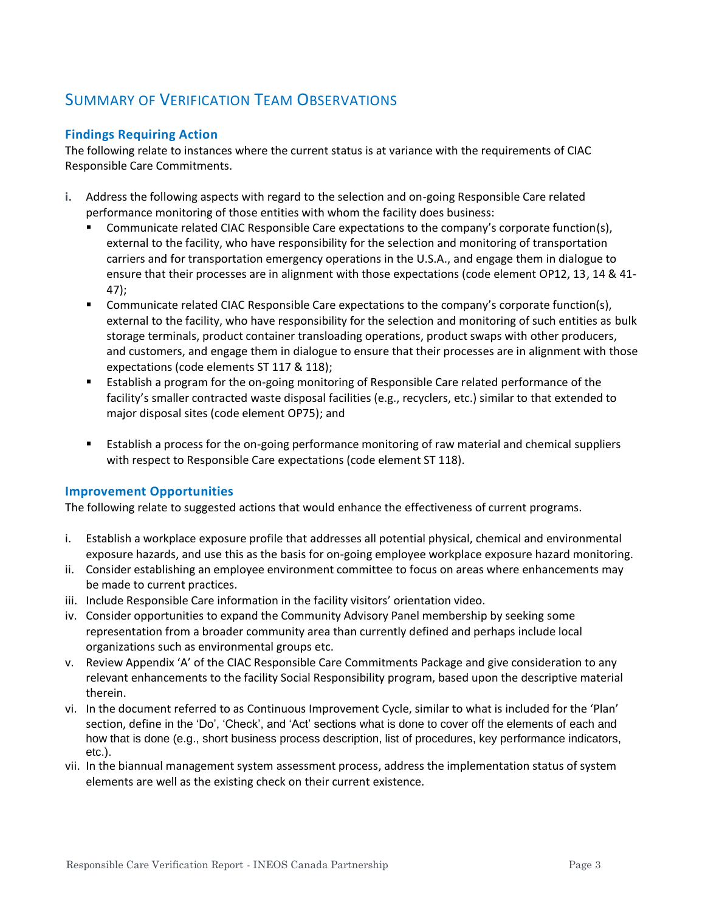## Summary of Verification Team Observations

### Findings Requiring Action

The following relate to instances where the current status is at variance with the requirements of CIAC Responsible Care Commitments.

i. Address the following aspects with regard to the selection and on-going Responsible Care related performance monitoring of those entities with whom the facility does business:
   - Communicate related CIAC Responsible Care expectations to the company's corporate function(s), external to the facility, who have responsibility for the selection and monitoring of transportation carriers and for transportation emergency operations in the U.S.A., and engage them in dialogue to ensure that their processes are in alignment with those expectations (code element OP12, 13, 14 & 41-47);
   - Communicate related CIAC Responsible Care expectations to the company's corporate function(s), external to the facility, who have responsibility for the selection and monitoring of such entities as bulk storage terminals, product container transloading operations, product swaps with other producers, and customers, and engage them in dialogue to ensure that their processes are in alignment with those expectations (code elements ST 117 & 118);
   - Establish a program for the on-going monitoring of Responsible Care related performance of the facility's smaller contracted waste disposal facilities (e.g., recyclers, etc.) similar to that extended to major disposal sites (code element OP75); and
   - Establish a process for the on-going performance monitoring of raw material and chemical suppliers with respect to Responsible Care expectations (code element ST 118).

### Improvement Opportunities

The following relate to suggested actions that would enhance the effectiveness of current programs.

i. Establish a workplace exposure profile that addresses all potential physical, chemical and environmental exposure hazards, and use this as the basis for on-going employee workplace exposure hazard monitoring.
ii. Consider establishing an employee environment committee to focus on areas where enhancements may be made to current practices.
iii. Include Responsible Care information in the facility visitors' orientation video.
iv. Consider opportunities to expand the Community Advisory Panel membership by seeking some representation from a broader community area than currently defined and perhaps include local organizations such as environmental groups etc.
v. Review Appendix 'A' of the CIAC Responsible Care Commitments Package and give consideration to any relevant enhancements to the facility Social Responsibility program, based upon the descriptive material therein.
vi. In the document referred to as Continuous Improvement Cycle, similar to what is included for the 'Plan' section, define in the 'Do', 'Check', and 'Act' sections what is done to cover off the elements of each and how that is done (e.g., short business process description, list of procedures, key performance indicators, etc.).
vii. In the biannual management system assessment process, address the implementation status of system elements are well as the existing check on their current existence.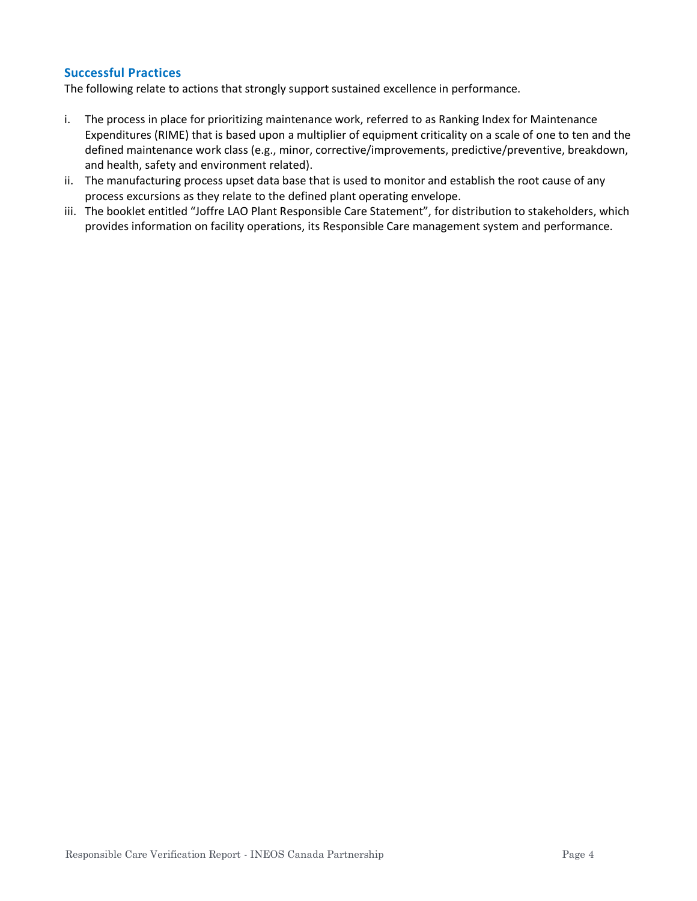### Successful Practices

The following relate to actions that strongly support sustained excellence in performance.

i. The process in place for prioritizing maintenance work, referred to as Ranking Index for Maintenance Expenditures (RIME) that is based upon a multiplier of equipment criticality on a scale of one to ten and the defined maintenance work class (e.g., minor, corrective/improvements, predictive/preventive, breakdown, and health, safety and environment related).

ii. The manufacturing process upset data base that is used to monitor and establish the root cause of any process excursions as they relate to the defined plant operating envelope.

iii. The booklet entitled "Joffre LAO Plant Responsible Care Statement", for distribution to stakeholders, which provides information on facility operations, its Responsible Care management system and performance.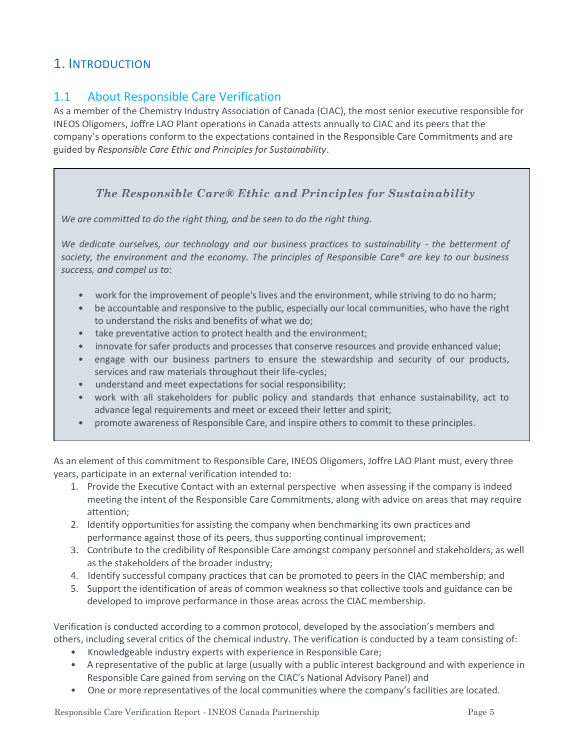# 1. Introduction

## 1.1 About Responsible Care Verification

As a member of the Chemistry Industry Association of Canada (CIAC), the most senior executive responsible for INEOS Oligomers, Joffre LAO Plant operations in Canada attests annually to CIAC and its peers that the company's operations conform to the expectations contained in the Responsible Care Commitments and are guided by *Responsible Care Ethic and Principles for Sustainability*.

> ***The Responsible Care® Ethic and Principles for Sustainability***
>
> *We are committed to do the right thing, and be seen to do the right thing.*
>
> *We dedicate ourselves, our technology and our business practices to sustainability - the betterment of society, the environment and the economy. The principles of Responsible Care® are key to our business success, and compel us to*:
>
> - work for the improvement of people's lives and the environment, while striving to do no harm;
> - be accountable and responsive to the public, especially our local communities, who have the right to understand the risks and benefits of what we do;
> - take preventative action to protect health and the environment;
> - innovate for safer products and processes that conserve resources and provide enhanced value;
> - engage with our business partners to ensure the stewardship and security of our products, services and raw materials throughout their life-cycles;
> - understand and meet expectations for social responsibility;
> - work with all stakeholders for public policy and standards that enhance sustainability, act to advance legal requirements and meet or exceed their letter and spirit;
> - promote awareness of Responsible Care, and inspire others to commit to these principles.

As an element of this commitment to Responsible Care, INEOS Oligomers, Joffre LAO Plant must, every three years, participate in an external verification intended to:

1. Provide the Executive Contact with an external perspective when assessing if the company is indeed meeting the intent of the Responsible Care Commitments, along with advice on areas that may require attention;
2. Identify opportunities for assisting the company when benchmarking its own practices and performance against those of its peers, thus supporting continual improvement;
3. Contribute to the credibility of Responsible Care amongst company personnel and stakeholders, as well as the stakeholders of the broader industry;
4. Identify successful company practices that can be promoted to peers in the CIAC membership; and
5. Support the identification of areas of common weakness so that collective tools and guidance can be developed to improve performance in those areas across the CIAC membership.

Verification is conducted according to a common protocol, developed by the association's members and others, including several critics of the chemical industry. The verification is conducted by a team consisting of:

- Knowledgeable industry experts with experience in Responsible Care;
- A representative of the public at large (usually with a public interest background and with experience in Responsible Care gained from serving on the CIAC's National Advisory Panel) and
- One or more representatives of the local communities where the company's facilities are located.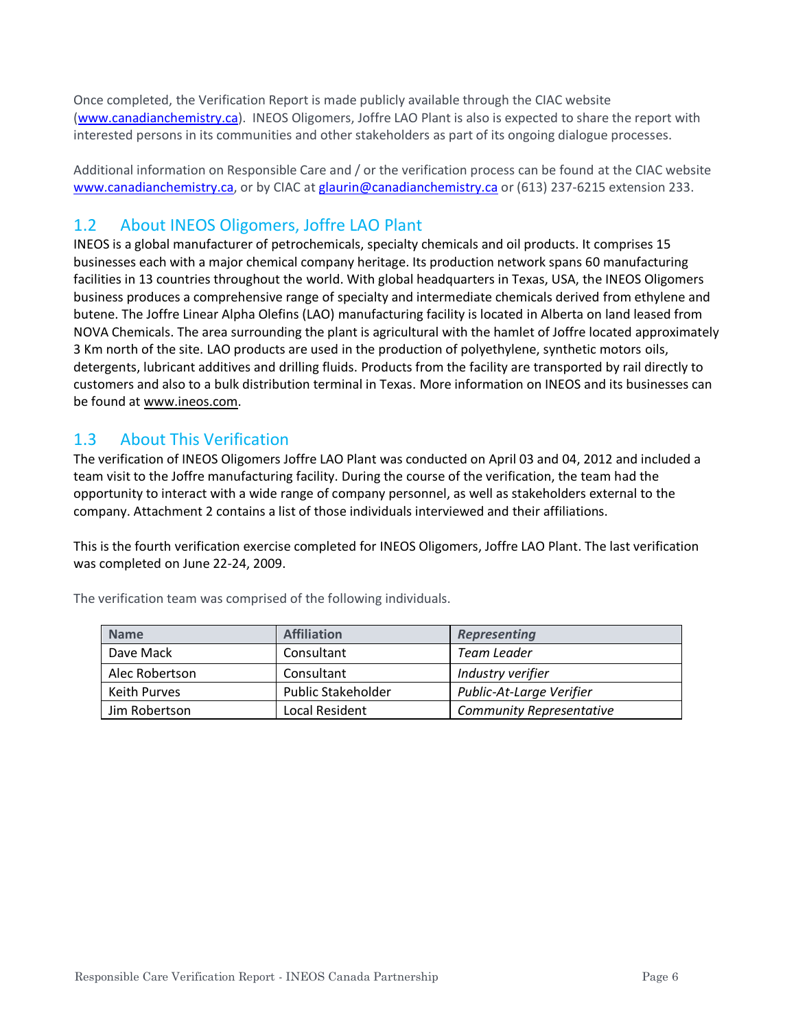Once completed, the Verification Report is made publicly available through the CIAC website (www.canadianchemistry.ca). INEOS Oligomers, Joffre LAO Plant is also is expected to share the report with interested persons in its communities and other stakeholders as part of its ongoing dialogue processes.

Additional information on Responsible Care and / or the verification process can be found at the CIAC website www.canadianchemistry.ca, or by CIAC at glaurin@canadianchemistry.ca or (613) 237-6215 extension 233.

## 1.2 About INEOS Oligomers, Joffre LAO Plant

INEOS is a global manufacturer of petrochemicals, specialty chemicals and oil products. It comprises 15 businesses each with a major chemical company heritage. Its production network spans 60 manufacturing facilities in 13 countries throughout the world. With global headquarters in Texas, USA, the INEOS Oligomers business produces a comprehensive range of specialty and intermediate chemicals derived from ethylene and butene. The Joffre Linear Alpha Olefins (LAO) manufacturing facility is located in Alberta on land leased from NOVA Chemicals. The area surrounding the plant is agricultural with the hamlet of Joffre located approximately 3 Km north of the site. LAO products are used in the production of polyethylene, synthetic motors oils, detergents, lubricant additives and drilling fluids. Products from the facility are transported by rail directly to customers and also to a bulk distribution terminal in Texas. More information on INEOS and its businesses can be found at www.ineos.com.

## 1.3 About This Verification

The verification of INEOS Oligomers Joffre LAO Plant was conducted on April 03 and 04, 2012 and included a team visit to the Joffre manufacturing facility. During the course of the verification, the team had the opportunity to interact with a wide range of company personnel, as well as stakeholders external to the company. Attachment 2 contains a list of those individuals interviewed and their affiliations.

This is the fourth verification exercise completed for INEOS Oligomers, Joffre LAO Plant. The last verification was completed on June 22-24, 2009.

The verification team was comprised of the following individuals.

| Name | Affiliation | *Representing* |
|---|---|---|
| Dave Mack | Consultant | *Team Leader* |
| Alec Robertson | Consultant | *Industry verifier* |
| Keith Purves | Public Stakeholder | *Public-At-Large Verifier* |
| Jim Robertson | Local Resident | *Community Representative* |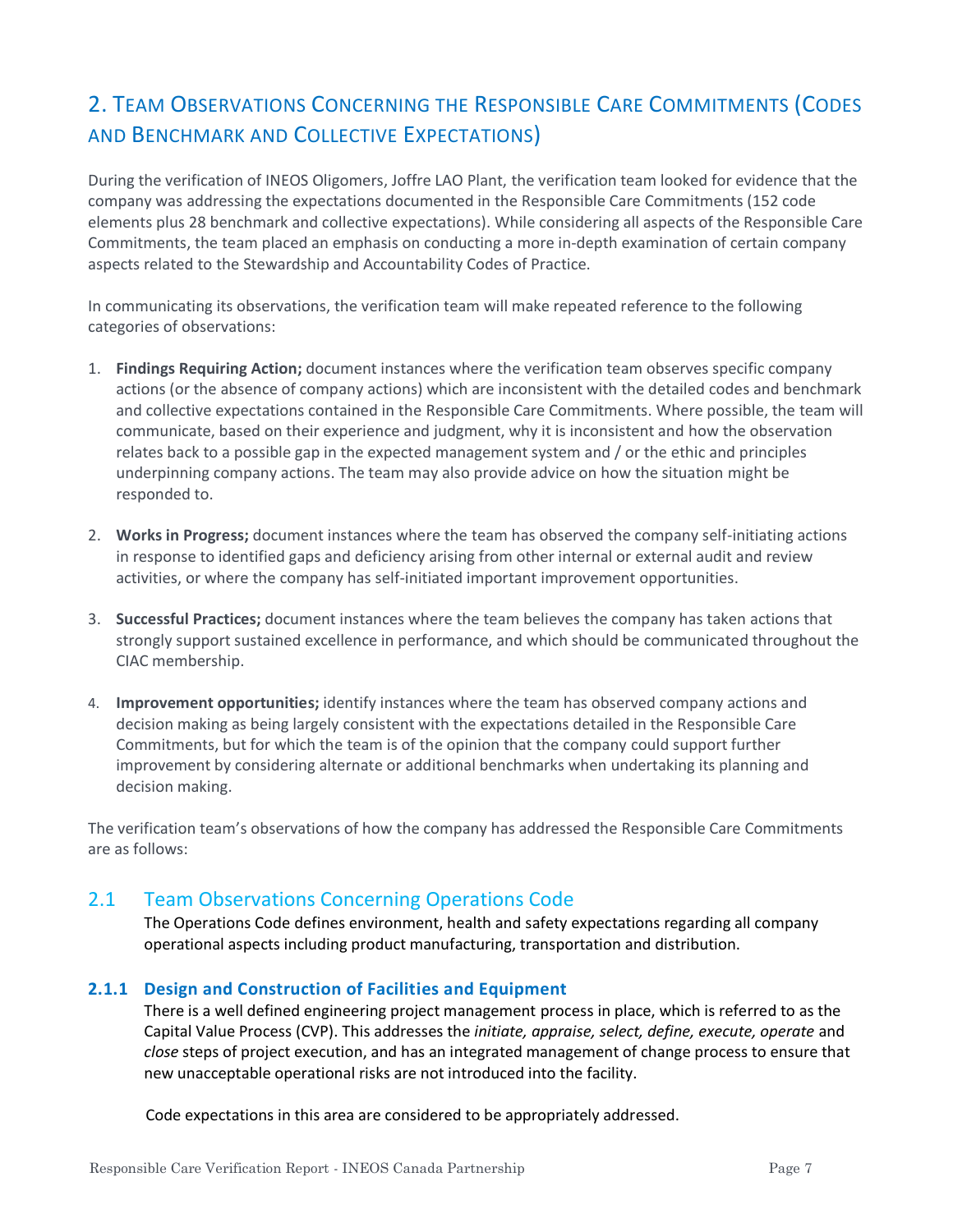# 2. Team Observations Concerning the Responsible Care Commitments (Codes and Benchmark and Collective Expectations)

During the verification of INEOS Oligomers, Joffre LAO Plant, the verification team looked for evidence that the company was addressing the expectations documented in the Responsible Care Commitments (152 code elements plus 28 benchmark and collective expectations). While considering all aspects of the Responsible Care Commitments, the team placed an emphasis on conducting a more in-depth examination of certain company aspects related to the Stewardship and Accountability Codes of Practice.

In communicating its observations, the verification team will make repeated reference to the following categories of observations:

1. **Findings Requiring Action;** document instances where the verification team observes specific company actions (or the absence of company actions) which are inconsistent with the detailed codes and benchmark and collective expectations contained in the Responsible Care Commitments. Where possible, the team will communicate, based on their experience and judgment, why it is inconsistent and how the observation relates back to a possible gap in the expected management system and / or the ethic and principles underpinning company actions. The team may also provide advice on how the situation might be responded to.

2. **Works in Progress;** document instances where the team has observed the company self-initiating actions in response to identified gaps and deficiency arising from other internal or external audit and review activities, or where the company has self-initiated important improvement opportunities.

3. **Successful Practices;** document instances where the team believes the company has taken actions that strongly support sustained excellence in performance, and which should be communicated throughout the CIAC membership.

4. **Improvement opportunities;** identify instances where the team has observed company actions and decision making as being largely consistent with the expectations detailed in the Responsible Care Commitments, but for which the team is of the opinion that the company could support further improvement by considering alternate or additional benchmarks when undertaking its planning and decision making.

The verification team's observations of how the company has addressed the Responsible Care Commitments are as follows:

## 2.1 Team Observations Concerning Operations Code

The Operations Code defines environment, health and safety expectations regarding all company operational aspects including product manufacturing, transportation and distribution.

### 2.1.1 Design and Construction of Facilities and Equipment

There is a well defined engineering project management process in place, which is referred to as the Capital Value Process (CVP). This addresses the *initiate, appraise, select, define, execute, operate* and *close* steps of project execution, and has an integrated management of change process to ensure that new unacceptable operational risks are not introduced into the facility.

Code expectations in this area are considered to be appropriately addressed.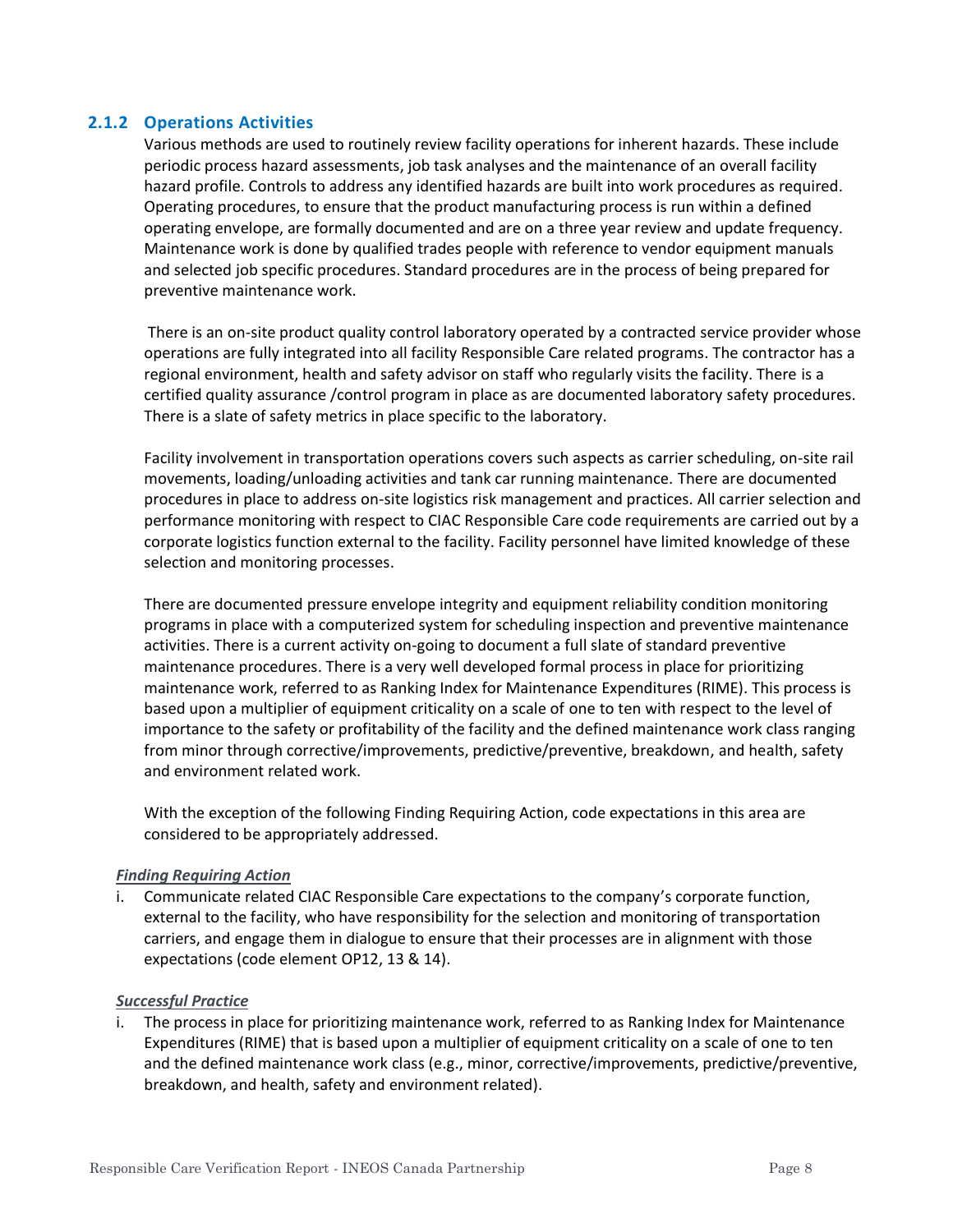### 2.1.2 Operations Activities

Various methods are used to routinely review facility operations for inherent hazards. These include periodic process hazard assessments, job task analyses and the maintenance of an overall facility hazard profile. Controls to address any identified hazards are built into work procedures as required. Operating procedures, to ensure that the product manufacturing process is run within a defined operating envelope, are formally documented and are on a three year review and update frequency. Maintenance work is done by qualified trades people with reference to vendor equipment manuals and selected job specific procedures. Standard procedures are in the process of being prepared for preventive maintenance work.

There is an on-site product quality control laboratory operated by a contracted service provider whose operations are fully integrated into all facility Responsible Care related programs. The contractor has a regional environment, health and safety advisor on staff who regularly visits the facility. There is a certified quality assurance /control program in place as are documented laboratory safety procedures. There is a slate of safety metrics in place specific to the laboratory.

Facility involvement in transportation operations covers such aspects as carrier scheduling, on-site rail movements, loading/unloading activities and tank car running maintenance. There are documented procedures in place to address on-site logistics risk management and practices. All carrier selection and performance monitoring with respect to CIAC Responsible Care code requirements are carried out by a corporate logistics function external to the facility. Facility personnel have limited knowledge of these selection and monitoring processes.

There are documented pressure envelope integrity and equipment reliability condition monitoring programs in place with a computerized system for scheduling inspection and preventive maintenance activities. There is a current activity on-going to document a full slate of standard preventive maintenance procedures. There is a very well developed formal process in place for prioritizing maintenance work, referred to as Ranking Index for Maintenance Expenditures (RIME). This process is based upon a multiplier of equipment criticality on a scale of one to ten with respect to the level of importance to the safety or profitability of the facility and the defined maintenance work class ranging from minor through corrective/improvements, predictive/preventive, breakdown, and health, safety and environment related work.

With the exception of the following Finding Requiring Action, code expectations in this area are considered to be appropriately addressed.

***Finding Requiring Action***

i. Communicate related CIAC Responsible Care expectations to the company's corporate function, external to the facility, who have responsibility for the selection and monitoring of transportation carriers, and engage them in dialogue to ensure that their processes are in alignment with those expectations (code element OP12, 13 & 14).

***Successful Practice***

i. The process in place for prioritizing maintenance work, referred to as Ranking Index for Maintenance Expenditures (RIME) that is based upon a multiplier of equipment criticality on a scale of one to ten and the defined maintenance work class (e.g., minor, corrective/improvements, predictive/preventive, breakdown, and health, safety and environment related).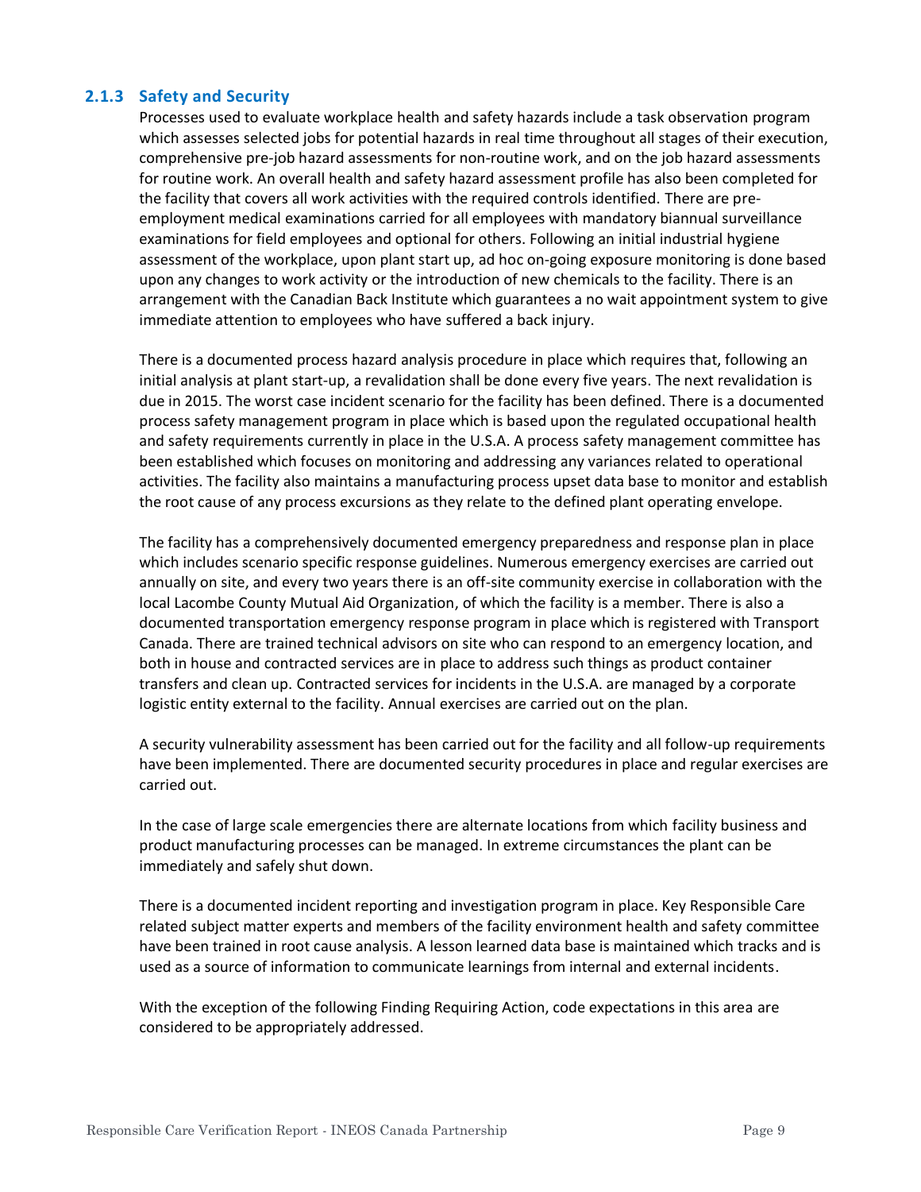### 2.1.3 Safety and Security

Processes used to evaluate workplace health and safety hazards include a task observation program which assesses selected jobs for potential hazards in real time throughout all stages of their execution, comprehensive pre-job hazard assessments for non-routine work, and on the job hazard assessments for routine work. An overall health and safety hazard assessment profile has also been completed for the facility that covers all work activities with the required controls identified. There are pre-employment medical examinations carried for all employees with mandatory biannual surveillance examinations for field employees and optional for others. Following an initial industrial hygiene assessment of the workplace, upon plant start up, ad hoc on-going exposure monitoring is done based upon any changes to work activity or the introduction of new chemicals to the facility. There is an arrangement with the Canadian Back Institute which guarantees a no wait appointment system to give immediate attention to employees who have suffered a back injury.

There is a documented process hazard analysis procedure in place which requires that, following an initial analysis at plant start-up, a revalidation shall be done every five years. The next revalidation is due in 2015. The worst case incident scenario for the facility has been defined. There is a documented process safety management program in place which is based upon the regulated occupational health and safety requirements currently in place in the U.S.A. A process safety management committee has been established which focuses on monitoring and addressing any variances related to operational activities. The facility also maintains a manufacturing process upset data base to monitor and establish the root cause of any process excursions as they relate to the defined plant operating envelope.

The facility has a comprehensively documented emergency preparedness and response plan in place which includes scenario specific response guidelines. Numerous emergency exercises are carried out annually on site, and every two years there is an off-site community exercise in collaboration with the local Lacombe County Mutual Aid Organization, of which the facility is a member. There is also a documented transportation emergency response program in place which is registered with Transport Canada. There are trained technical advisors on site who can respond to an emergency location, and both in house and contracted services are in place to address such things as product container transfers and clean up. Contracted services for incidents in the U.S.A. are managed by a corporate logistic entity external to the facility. Annual exercises are carried out on the plan.

A security vulnerability assessment has been carried out for the facility and all follow-up requirements have been implemented. There are documented security procedures in place and regular exercises are carried out.

In the case of large scale emergencies there are alternate locations from which facility business and product manufacturing processes can be managed. In extreme circumstances the plant can be immediately and safely shut down.

There is a documented incident reporting and investigation program in place. Key Responsible Care related subject matter experts and members of the facility environment health and safety committee have been trained in root cause analysis. A lesson learned data base is maintained which tracks and is used as a source of information to communicate learnings from internal and external incidents.

With the exception of the following Finding Requiring Action, code expectations in this area are considered to be appropriately addressed.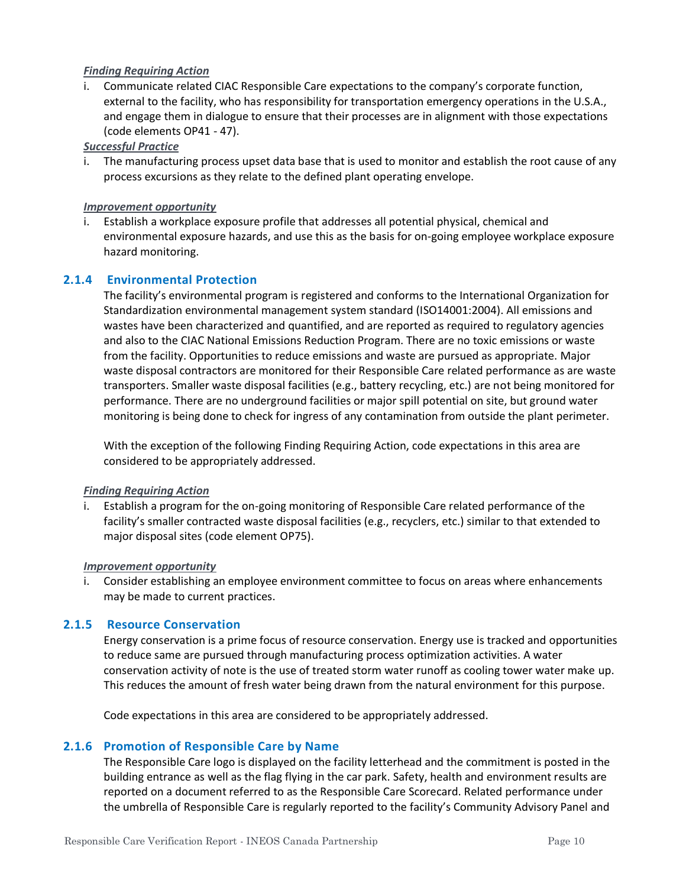***Finding Requiring Action***

i. Communicate related CIAC Responsible Care expectations to the company's corporate function, external to the facility, who has responsibility for transportation emergency operations in the U.S.A., and engage them in dialogue to ensure that their processes are in alignment with those expectations (code elements OP41 - 47).

***Successful Practice***

i. The manufacturing process upset data base that is used to monitor and establish the root cause of any process excursions as they relate to the defined plant operating envelope.

***Improvement opportunity***

i. Establish a workplace exposure profile that addresses all potential physical, chemical and environmental exposure hazards, and use this as the basis for on-going employee workplace exposure hazard monitoring.

### 2.1.4 Environmental Protection

The facility's environmental program is registered and conforms to the International Organization for Standardization environmental management system standard (ISO14001:2004). All emissions and wastes have been characterized and quantified, and are reported as required to regulatory agencies and also to the CIAC National Emissions Reduction Program. There are no toxic emissions or waste from the facility. Opportunities to reduce emissions and waste are pursued as appropriate. Major waste disposal contractors are monitored for their Responsible Care related performance as are waste transporters. Smaller waste disposal facilities (e.g., battery recycling, etc.) are not being monitored for performance. There are no underground facilities or major spill potential on site, but ground water monitoring is being done to check for ingress of any contamination from outside the plant perimeter.

With the exception of the following Finding Requiring Action, code expectations in this area are considered to be appropriately addressed.

***Finding Requiring Action***

i. Establish a program for the on-going monitoring of Responsible Care related performance of the facility's smaller contracted waste disposal facilities (e.g., recyclers, etc.) similar to that extended to major disposal sites (code element OP75).

***Improvement opportunity***

i. Consider establishing an employee environment committee to focus on areas where enhancements may be made to current practices.

### 2.1.5 Resource Conservation

Energy conservation is a prime focus of resource conservation. Energy use is tracked and opportunities to reduce same are pursued through manufacturing process optimization activities. A water conservation activity of note is the use of treated storm water runoff as cooling tower water make up. This reduces the amount of fresh water being drawn from the natural environment for this purpose.

Code expectations in this area are considered to be appropriately addressed.

### 2.1.6 Promotion of Responsible Care by Name

The Responsible Care logo is displayed on the facility letterhead and the commitment is posted in the building entrance as well as the flag flying in the car park. Safety, health and environment results are reported on a document referred to as the Responsible Care Scorecard. Related performance under the umbrella of Responsible Care is regularly reported to the facility's Community Advisory Panel and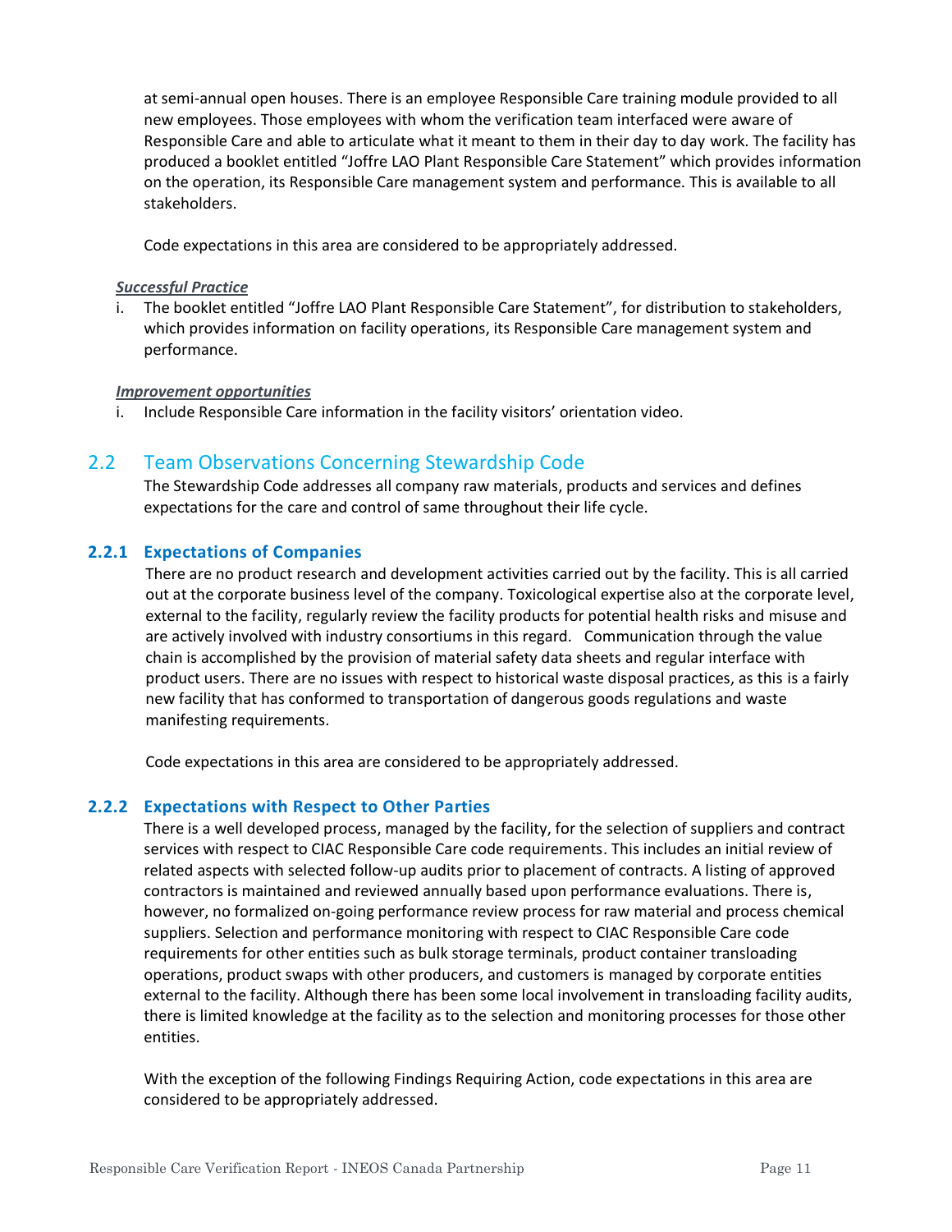at semi-annual open houses. There is an employee Responsible Care training module provided to all new employees. Those employees with whom the verification team interfaced were aware of Responsible Care and able to articulate what it meant to them in their day to day work. The facility has produced a booklet entitled "Joffre LAO Plant Responsible Care Statement" which provides information on the operation, its Responsible Care management system and performance. This is available to all stakeholders.

Code expectations in this area are considered to be appropriately addressed.

***Successful Practice***

i. The booklet entitled "Joffre LAO Plant Responsible Care Statement", for distribution to stakeholders, which provides information on facility operations, its Responsible Care management system and performance.

***Improvement opportunities***

i. Include Responsible Care information in the facility visitors' orientation video.

## 2.2 Team Observations Concerning Stewardship Code

The Stewardship Code addresses all company raw materials, products and services and defines expectations for the care and control of same throughout their life cycle.

### 2.2.1 Expectations of Companies

There are no product research and development activities carried out by the facility. This is all carried out at the corporate business level of the company. Toxicological expertise also at the corporate level, external to the facility, regularly review the facility products for potential health risks and misuse and are actively involved with industry consortiums in this regard. Communication through the value chain is accomplished by the provision of material safety data sheets and regular interface with product users. There are no issues with respect to historical waste disposal practices, as this is a fairly new facility that has conformed to transportation of dangerous goods regulations and waste manifesting requirements.

Code expectations in this area are considered to be appropriately addressed.

### 2.2.2 Expectations with Respect to Other Parties

There is a well developed process, managed by the facility, for the selection of suppliers and contract services with respect to CIAC Responsible Care code requirements. This includes an initial review of related aspects with selected follow-up audits prior to placement of contracts. A listing of approved contractors is maintained and reviewed annually based upon performance evaluations. There is, however, no formalized on-going performance review process for raw material and process chemical suppliers. Selection and performance monitoring with respect to CIAC Responsible Care code requirements for other entities such as bulk storage terminals, product container transloading operations, product swaps with other producers, and customers is managed by corporate entities external to the facility. Although there has been some local involvement in transloading facility audits, there is limited knowledge at the facility as to the selection and monitoring processes for those other entities.

With the exception of the following Findings Requiring Action, code expectations in this area are considered to be appropriately addressed.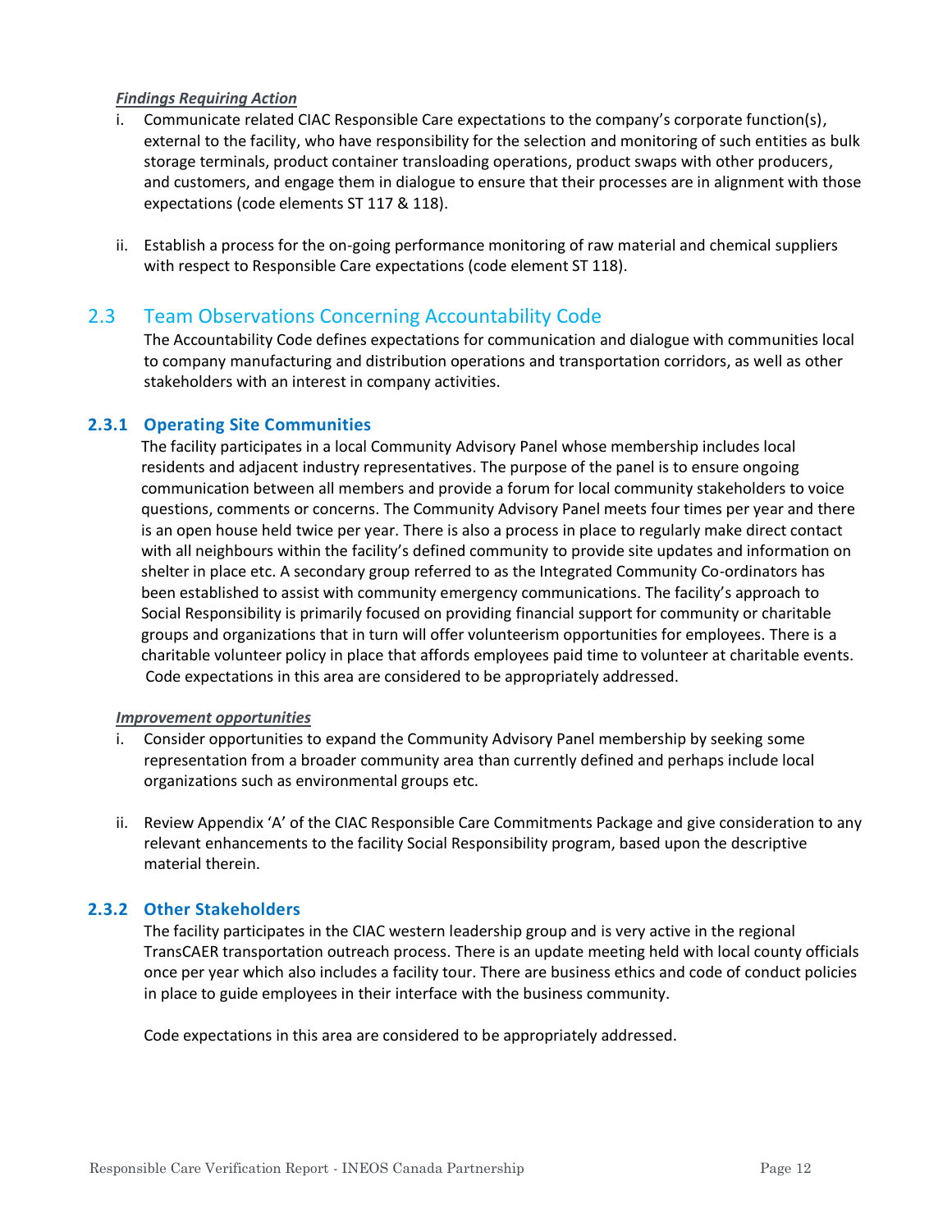***Findings Requiring Action***

i. Communicate related CIAC Responsible Care expectations to the company's corporate function(s), external to the facility, who have responsibility for the selection and monitoring of such entities as bulk storage terminals, product container transloading operations, product swaps with other producers, and customers, and engage them in dialogue to ensure that their processes are in alignment with those expectations (code elements ST 117 & 118).

ii. Establish a process for the on-going performance monitoring of raw material and chemical suppliers with respect to Responsible Care expectations (code element ST 118).

## 2.3 Team Observations Concerning Accountability Code

The Accountability Code defines expectations for communication and dialogue with communities local to company manufacturing and distribution operations and transportation corridors, as well as other stakeholders with an interest in company activities.

### 2.3.1 Operating Site Communities

The facility participates in a local Community Advisory Panel whose membership includes local residents and adjacent industry representatives. The purpose of the panel is to ensure ongoing communication between all members and provide a forum for local community stakeholders to voice questions, comments or concerns. The Community Advisory Panel meets four times per year and there is an open house held twice per year. There is also a process in place to regularly make direct contact with all neighbours within the facility's defined community to provide site updates and information on shelter in place etc. A secondary group referred to as the Integrated Community Co-ordinators has been established to assist with community emergency communications. The facility's approach to Social Responsibility is primarily focused on providing financial support for community or charitable groups and organizations that in turn will offer volunteerism opportunities for employees. There is a charitable volunteer policy in place that affords employees paid time to volunteer at charitable events. Code expectations in this area are considered to be appropriately addressed.

***Improvement opportunities***

i. Consider opportunities to expand the Community Advisory Panel membership by seeking some representation from a broader community area than currently defined and perhaps include local organizations such as environmental groups etc.

ii. Review Appendix 'A' of the CIAC Responsible Care Commitments Package and give consideration to any relevant enhancements to the facility Social Responsibility program, based upon the descriptive material therein.

### 2.3.2 Other Stakeholders

The facility participates in the CIAC western leadership group and is very active in the regional TransCAER transportation outreach process. There is an update meeting held with local county officials once per year which also includes a facility tour. There are business ethics and code of conduct policies in place to guide employees in their interface with the business community.

Code expectations in this area are considered to be appropriately addressed.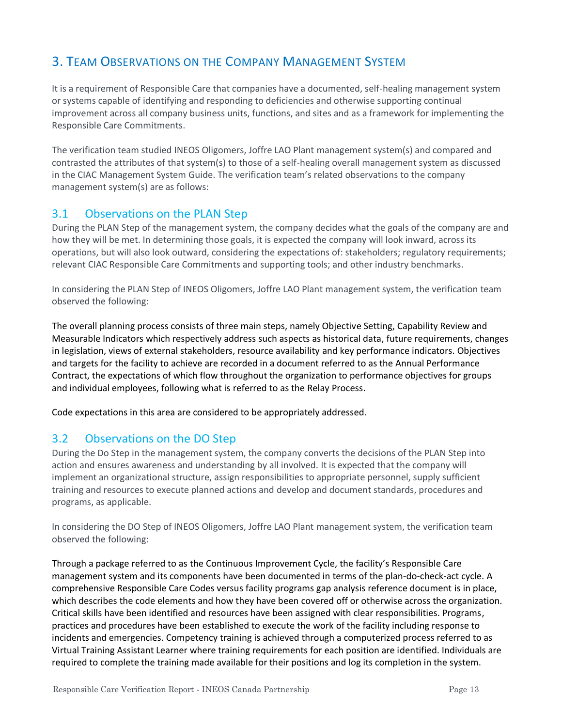## 3. Team Observations on the Company Management System

It is a requirement of Responsible Care that companies have a documented, self-healing management system or systems capable of identifying and responding to deficiencies and otherwise supporting continual improvement across all company business units, functions, and sites and as a framework for implementing the Responsible Care Commitments.

The verification team studied INEOS Oligomers, Joffre LAO Plant management system(s) and compared and contrasted the attributes of that system(s) to those of a self-healing overall management system as discussed in the CIAC Management System Guide. The verification team's related observations to the company management system(s) are as follows:

### 3.1 Observations on the PLAN Step

During the PLAN Step of the management system, the company decides what the goals of the company are and how they will be met. In determining those goals, it is expected the company will look inward, across its operations, but will also look outward, considering the expectations of: stakeholders; regulatory requirements; relevant CIAC Responsible Care Commitments and supporting tools; and other industry benchmarks.

In considering the PLAN Step of INEOS Oligomers, Joffre LAO Plant management system, the verification team observed the following:

The overall planning process consists of three main steps, namely Objective Setting, Capability Review and Measurable Indicators which respectively address such aspects as historical data, future requirements, changes in legislation, views of external stakeholders, resource availability and key performance indicators. Objectives and targets for the facility to achieve are recorded in a document referred to as the Annual Performance Contract, the expectations of which flow throughout the organization to performance objectives for groups and individual employees, following what is referred to as the Relay Process.

Code expectations in this area are considered to be appropriately addressed.

### 3.2 Observations on the DO Step

During the Do Step in the management system, the company converts the decisions of the PLAN Step into action and ensures awareness and understanding by all involved. It is expected that the company will implement an organizational structure, assign responsibilities to appropriate personnel, supply sufficient training and resources to execute planned actions and develop and document standards, procedures and programs, as applicable.

In considering the DO Step of INEOS Oligomers, Joffre LAO Plant management system, the verification team observed the following:

Through a package referred to as the Continuous Improvement Cycle, the facility's Responsible Care management system and its components have been documented in terms of the plan-do-check-act cycle. A comprehensive Responsible Care Codes versus facility programs gap analysis reference document is in place, which describes the code elements and how they have been covered off or otherwise across the organization. Critical skills have been identified and resources have been assigned with clear responsibilities. Programs, practices and procedures have been established to execute the work of the facility including response to incidents and emergencies. Competency training is achieved through a computerized process referred to as Virtual Training Assistant Learner where training requirements for each position are identified. Individuals are required to complete the training made available for their positions and log its completion in the system.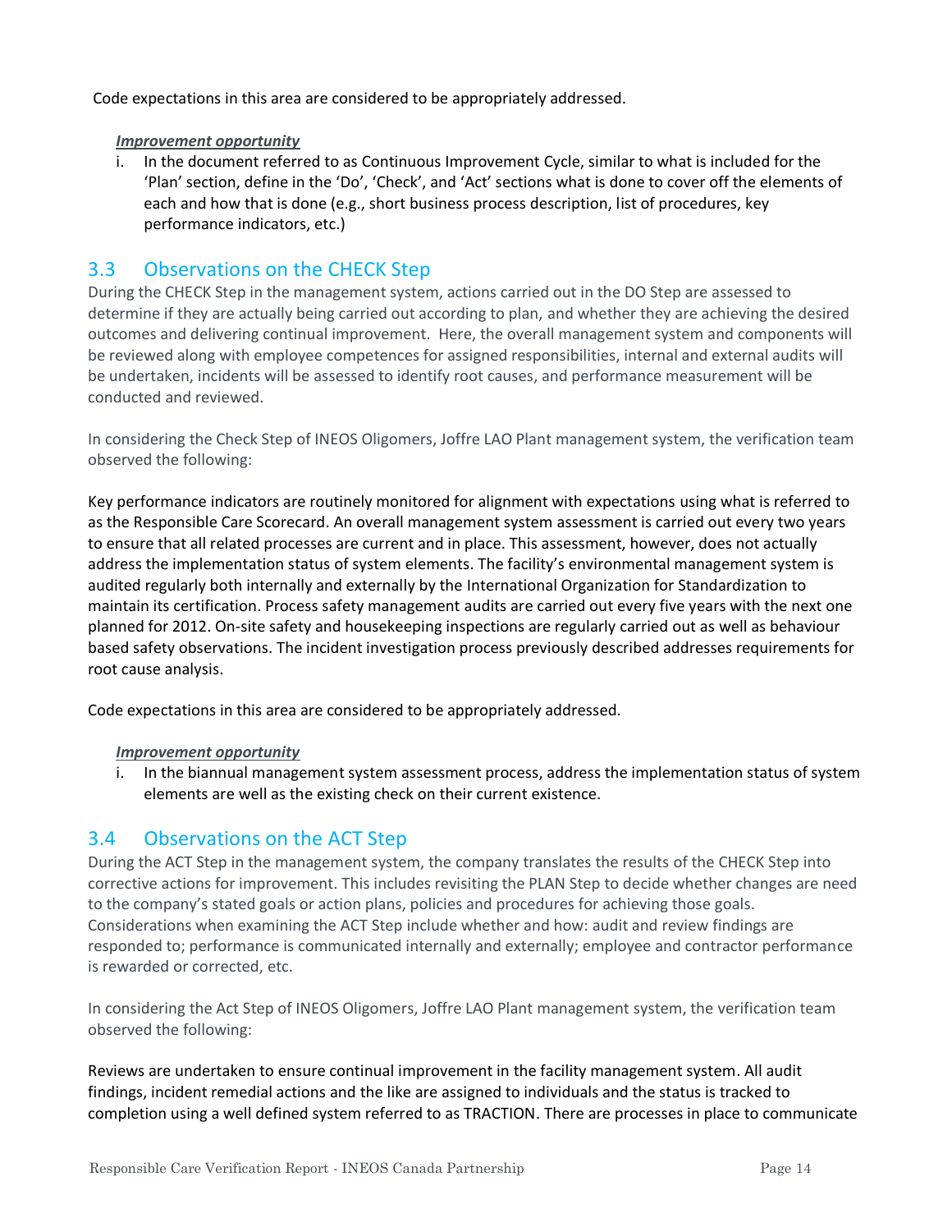Code expectations in this area are considered to be appropriately addressed.

***Improvement opportunity***

i. In the document referred to as Continuous Improvement Cycle, similar to what is included for the 'Plan' section, define in the 'Do', 'Check', and 'Act' sections what is done to cover off the elements of each and how that is done (e.g., short business process description, list of procedures, key performance indicators, etc.)

## 3.3 Observations on the CHECK Step

During the CHECK Step in the management system, actions carried out in the DO Step are assessed to determine if they are actually being carried out according to plan, and whether they are achieving the desired outcomes and delivering continual improvement. Here, the overall management system and components will be reviewed along with employee competences for assigned responsibilities, internal and external audits will be undertaken, incidents will be assessed to identify root causes, and performance measurement will be conducted and reviewed.

In considering the Check Step of INEOS Oligomers, Joffre LAO Plant management system, the verification team observed the following:

Key performance indicators are routinely monitored for alignment with expectations using what is referred to as the Responsible Care Scorecard. An overall management system assessment is carried out every two years to ensure that all related processes are current and in place. This assessment, however, does not actually address the implementation status of system elements. The facility's environmental management system is audited regularly both internally and externally by the International Organization for Standardization to maintain its certification. Process safety management audits are carried out every five years with the next one planned for 2012. On-site safety and housekeeping inspections are regularly carried out as well as behaviour based safety observations. The incident investigation process previously described addresses requirements for root cause analysis.

Code expectations in this area are considered to be appropriately addressed.

***Improvement opportunity***

i. In the biannual management system assessment process, address the implementation status of system elements are well as the existing check on their current existence.

## 3.4 Observations on the ACT Step

During the ACT Step in the management system, the company translates the results of the CHECK Step into corrective actions for improvement. This includes revisiting the PLAN Step to decide whether changes are need to the company's stated goals or action plans, policies and procedures for achieving those goals. Considerations when examining the ACT Step include whether and how: audit and review findings are responded to; performance is communicated internally and externally; employee and contractor performance is rewarded or corrected, etc.

In considering the Act Step of INEOS Oligomers, Joffre LAO Plant management system, the verification team observed the following:

Reviews are undertaken to ensure continual improvement in the facility management system. All audit findings, incident remedial actions and the like are assigned to individuals and the status is tracked to completion using a well defined system referred to as TRACTION. There are processes in place to communicate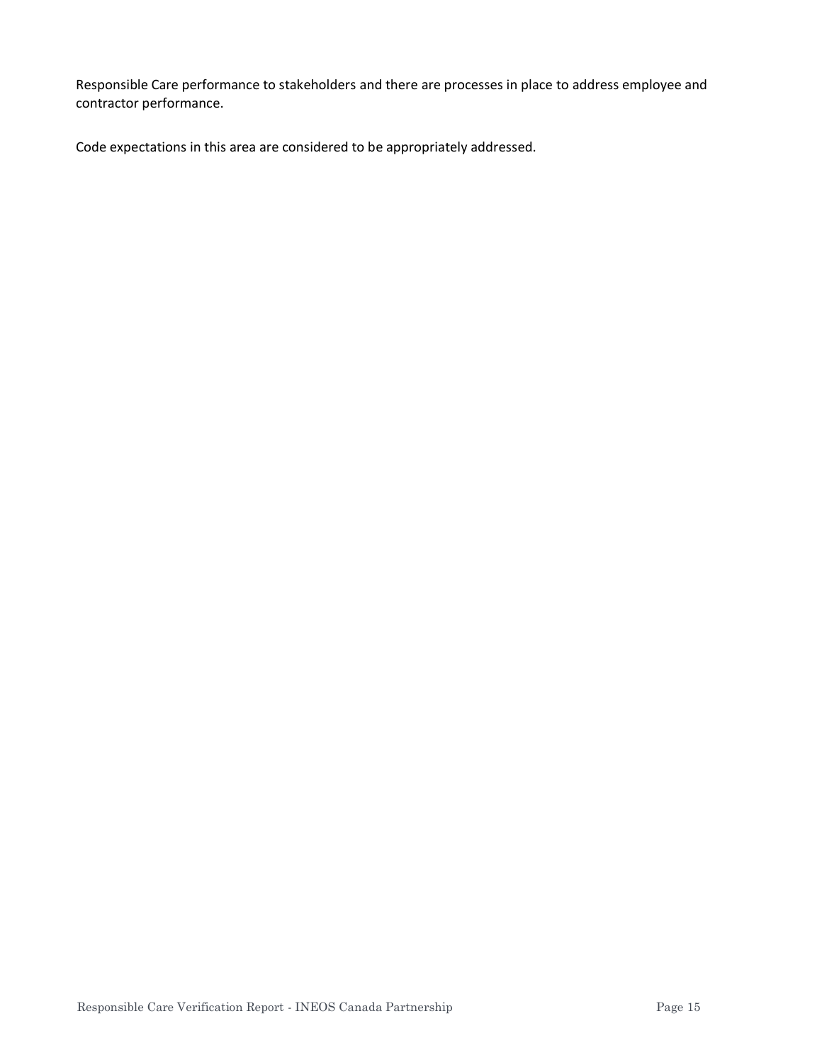Responsible Care performance to stakeholders and there are processes in place to address employee and contractor performance.

Code expectations in this area are considered to be appropriately addressed.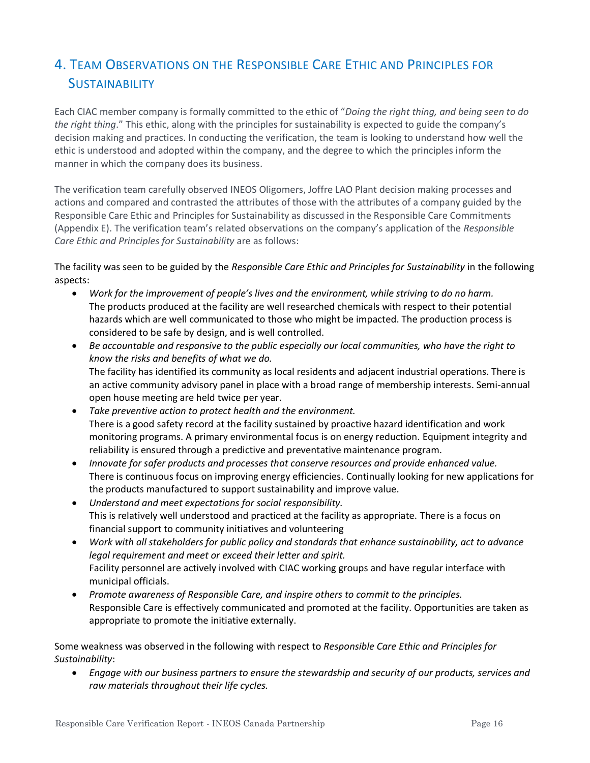# 4. Team Observations on the Responsible Care Ethic and Principles for Sustainability

Each CIAC member company is formally committed to the ethic of "*Doing the right thing, and being seen to do the right thing*." This ethic, along with the principles for sustainability is expected to guide the company's decision making and practices. In conducting the verification, the team is looking to understand how well the ethic is understood and adopted within the company, and the degree to which the principles inform the manner in which the company does its business.

The verification team carefully observed INEOS Oligomers, Joffre LAO Plant decision making processes and actions and compared and contrasted the attributes of those with the attributes of a company guided by the Responsible Care Ethic and Principles for Sustainability as discussed in the Responsible Care Commitments (Appendix E). The verification team's related observations on the company's application of the *Responsible Care Ethic and Principles for Sustainability* are as follows:

The facility was seen to be guided by the *Responsible Care Ethic and Principles for Sustainability* in the following aspects:

- *Work for the improvement of people's lives and the environment, while striving to do no harm.*
  The products produced at the facility are well researched chemicals with respect to their potential hazards which are well communicated to those who might be impacted. The production process is considered to be safe by design, and is well controlled.
- *Be accountable and responsive to the public especially our local communities, who have the right to know the risks and benefits of what we do.*
  The facility has identified its community as local residents and adjacent industrial operations. There is an active community advisory panel in place with a broad range of membership interests. Semi-annual open house meeting are held twice per year.
- *Take preventive action to protect health and the environment.*
  There is a good safety record at the facility sustained by proactive hazard identification and work monitoring programs. A primary environmental focus is on energy reduction. Equipment integrity and reliability is ensured through a predictive and preventative maintenance program.
- *Innovate for safer products and processes that conserve resources and provide enhanced value.*
  There is continuous focus on improving energy efficiencies. Continually looking for new applications for the products manufactured to support sustainability and improve value.
- *Understand and meet expectations for social responsibility.*
  This is relatively well understood and practiced at the facility as appropriate. There is a focus on financial support to community initiatives and volunteering
- *Work with all stakeholders for public policy and standards that enhance sustainability, act to advance legal requirement and meet or exceed their letter and spirit.*
  Facility personnel are actively involved with CIAC working groups and have regular interface with municipal officials.
- *Promote awareness of Responsible Care, and inspire others to commit to the principles.*
  Responsible Care is effectively communicated and promoted at the facility. Opportunities are taken as appropriate to promote the initiative externally.

Some weakness was observed in the following with respect to *Responsible Care Ethic and Principles for Sustainability*:

- *Engage with our business partners to ensure the stewardship and security of our products, services and raw materials throughout their life cycles.*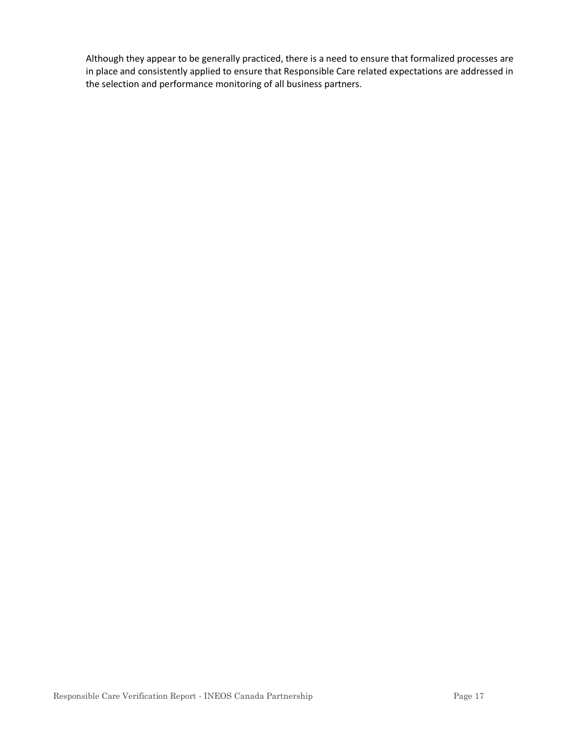Although they appear to be generally practiced, there is a need to ensure that formalized processes are in place and consistently applied to ensure that Responsible Care related expectations are addressed in the selection and performance monitoring of all business partners.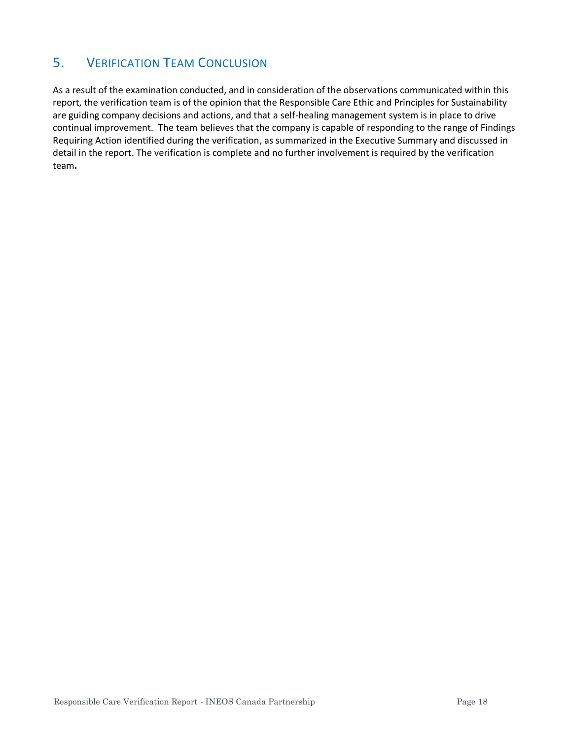## 5. VERIFICATION TEAM CONCLUSION

As a result of the examination conducted, and in consideration of the observations communicated within this report, the verification team is of the opinion that the Responsible Care Ethic and Principles for Sustainability are guiding company decisions and actions, and that a self-healing management system is in place to drive continual improvement. The team believes that the company is capable of responding to the range of Findings Requiring Action identified during the verification, as summarized in the Executive Summary and discussed in detail in the report. The verification is complete and no further involvement is required by the verification team.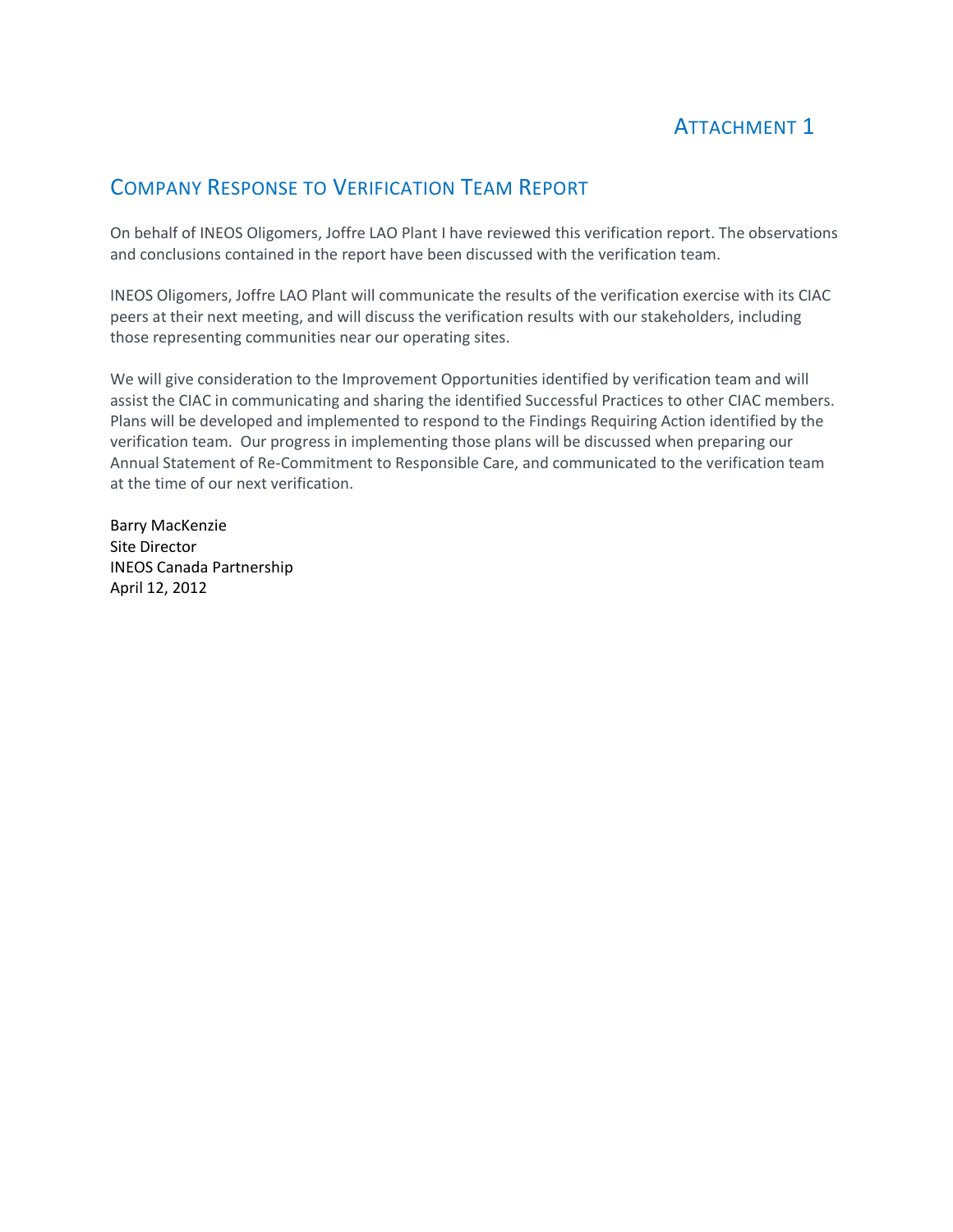# Attachment 1

## Company Response to Verification Team Report

On behalf of INEOS Oligomers, Joffre LAO Plant I have reviewed this verification report. The observations and conclusions contained in the report have been discussed with the verification team.

INEOS Oligomers, Joffre LAO Plant will communicate the results of the verification exercise with its CIAC peers at their next meeting, and will discuss the verification results with our stakeholders, including those representing communities near our operating sites.

We will give consideration to the Improvement Opportunities identified by verification team and will assist the CIAC in communicating and sharing the identified Successful Practices to other CIAC members. Plans will be developed and implemented to respond to the Findings Requiring Action identified by the verification team. Our progress in implementing those plans will be discussed when preparing our Annual Statement of Re-Commitment to Responsible Care, and communicated to the verification team at the time of our next verification.

Barry MacKenzie
Site Director
INEOS Canada Partnership
April 12, 2012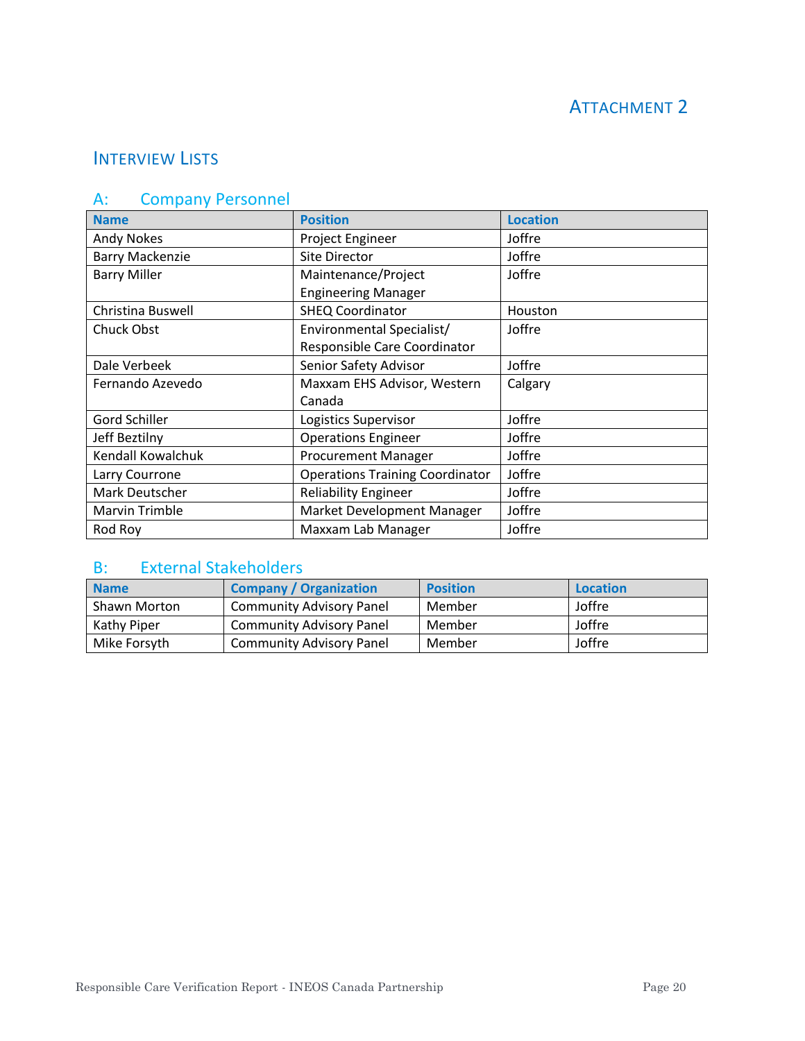# Attachment 2

## Interview Lists

### A: Company Personnel

| Name | Position | Location |
|---|---|---|
| Andy Nokes | Project Engineer | Joffre |
| Barry Mackenzie | Site Director | Joffre |
| Barry Miller | Maintenance/Project Engineering Manager | Joffre |
| Christina Buswell | SHEQ Coordinator | Houston |
| Chuck Obst | Environmental Specialist/ Responsible Care Coordinator | Joffre |
| Dale Verbeek | Senior Safety Advisor | Joffre |
| Fernando Azevedo | Maxxam EHS Advisor, Western Canada | Calgary |
| Gord Schiller | Logistics Supervisor | Joffre |
| Jeff Beztilny | Operations Engineer | Joffre |
| Kendall Kowalchuk | Procurement Manager | Joffre |
| Larry Courrone | Operations Training Coordinator | Joffre |
| Mark Deutscher | Reliability Engineer | Joffre |
| Marvin Trimble | Market Development Manager | Joffre |
| Rod Roy | Maxxam Lab Manager | Joffre |

### B: External Stakeholders

| Name | Company / Organization | Position | Location |
|---|---|---|---|
| Shawn Morton | Community Advisory Panel | Member | Joffre |
| Kathy Piper | Community Advisory Panel | Member | Joffre |
| Mike Forsyth | Community Advisory Panel | Member | Joffre |